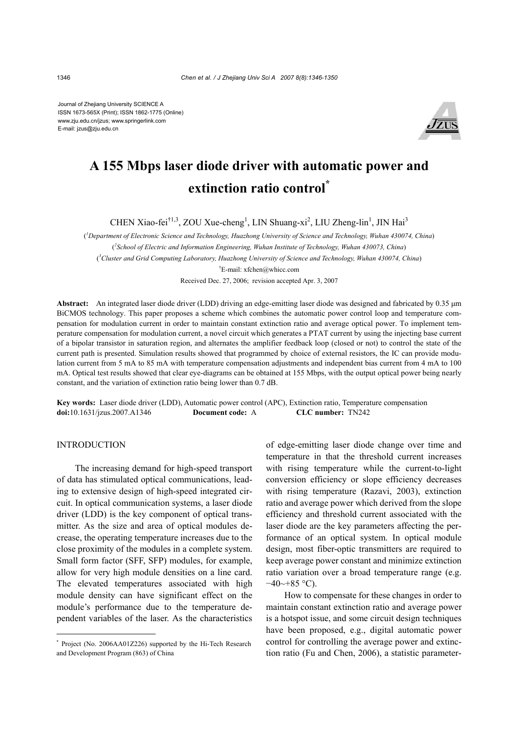Journal of Zhejiang University SCIENCE A
ISSN 1673-565X (Print); ISSN 1862-1775 (Online)
www.zju.edu.cn/jzus; www.springerlink.com
E-mail: jzus@zju.edu.cn

# A 155 Mbps laser diode driver with automatic power and extinction ratio control*

CHEN Xiao-fei[†1,3], ZOU Xue-cheng[1], LIN Shuang-xi[2], LIU Zheng-lin[1], JIN Hai[3]

([1]*Department of Electronic Science and Technology, Huazhong University of Science and Technology, Wuhan 430074, China*)

([2]*School of Electric and Information Engineering, Wuhan Institute of Technology, Wuhan 430073, China*)

([3]*Cluster and Grid Computing Laboratory, Huazhong University of Science and Technology, Wuhan 430074, China*)

[†]E-mail: xfchen@whicc.com

Received Dec. 27, 2006; revision accepted Apr. 3, 2007

**Abstract:** An integrated laser diode driver (LDD) driving an edge-emitting laser diode was designed and fabricated by 0.35 μm BiCMOS technology. This paper proposes a scheme which combines the automatic power control loop and temperature compensation for modulation current in order to maintain constant extinction ratio and average optical power. To implement temperature compensation for modulation current, a novel circuit which generates a PTAT current by using the injecting base current of a bipolar transistor in saturation region, and alternates the amplifier feedback loop (closed or not) to control the state of the current path is presented. Simulation results showed that programmed by choice of external resistors, the IC can provide modulation current from 5 mA to 85 mA with temperature compensation adjustments and independent bias current from 4 mA to 100 mA. Optical test results showed that clear eye-diagrams can be obtained at 155 Mbps, with the output optical power being nearly constant, and the variation of extinction ratio being lower than 0.7 dB.

**Key words:** Laser diode driver (LDD), Automatic power control (APC), Extinction ratio, Temperature compensation
**doi:**10.1631/jzus.2007.A1346 **Document code:** A **CLC number:** TN242

## INTRODUCTION

The increasing demand for high-speed transport of data has stimulated optical communications, leading to extensive design of high-speed integrated circuit. In optical communication systems, a laser diode driver (LDD) is the key component of optical transmitter. As the size and area of optical modules decrease, the operating temperature increases due to the close proximity of the modules in a complete system. Small form factor (SFF, SFP) modules, for example, allow for very high module densities on a line card. The elevated temperatures associated with high module density can have significant effect on the module's performance due to the temperature dependent variables of the laser. As the characteristics of edge-emitting laser diode change over time and temperature in that the threshold current increases with rising temperature while the current-to-light conversion efficiency or slope efficiency decreases with rising temperature (Razavi, 2003), extinction ratio and average power which derived from the slope efficiency and threshold current associated with the laser diode are the key parameters affecting the performance of an optical system. In optical module design, most fiber-optic transmitters are required to keep average power constant and minimize extinction ratio variation over a broad temperature range (e.g. −40~+85 °C).

How to compensate for these changes in order to maintain constant extinction ratio and average power is a hotspot issue, and some circuit design techniques have been proposed, e.g., digital automatic power control for controlling the average power and extinction ratio (Fu and Chen, 2006), a statistic parameter-

---

* Project (No. 2006AA01Z226) supported by the Hi-Tech Research and Development Program (863) of China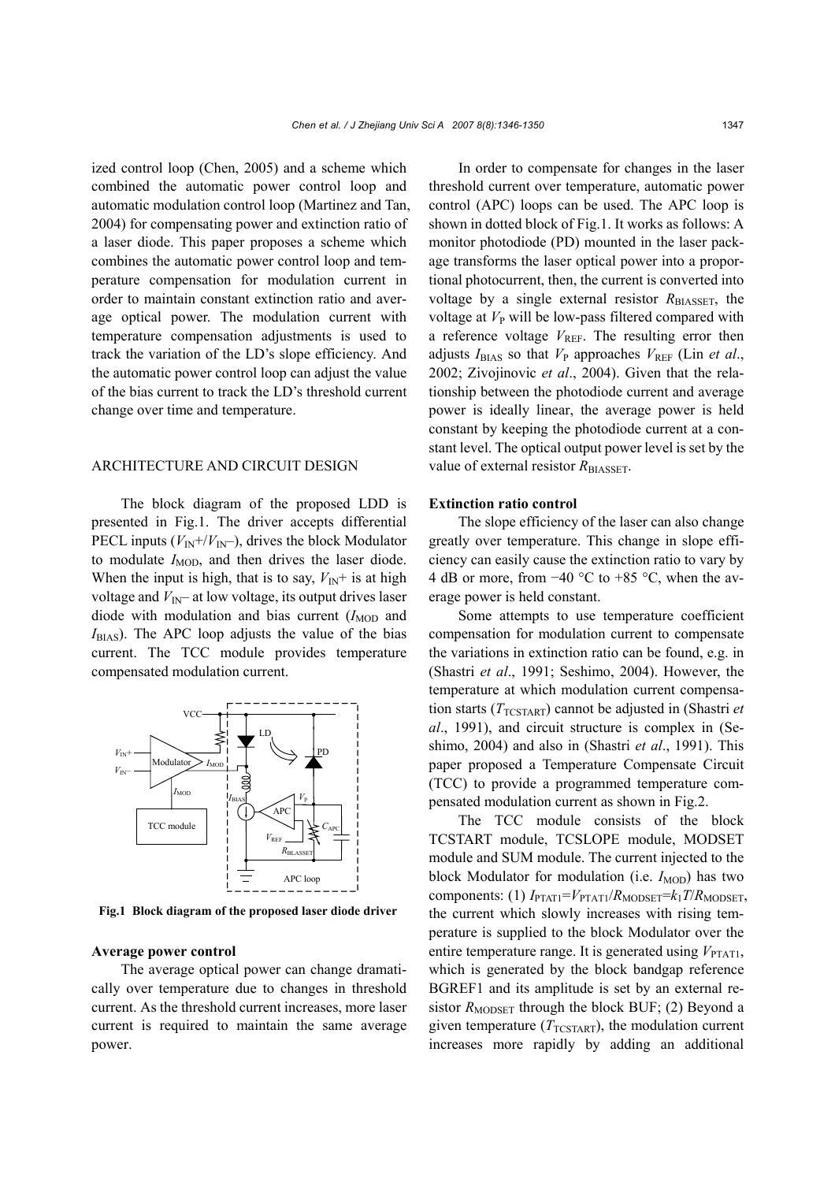ized control loop (Chen, 2005) and a scheme which combined the automatic power control loop and automatic modulation control loop (Martinez and Tan, 2004) for compensating power and extinction ratio of a laser diode. This paper proposes a scheme which combines the automatic power control loop and temperature compensation for modulation current in order to maintain constant extinction ratio and average optical power. The modulation current with temperature compensation adjustments is used to track the variation of the LD's slope efficiency. And the automatic power control loop can adjust the value of the bias current to track the LD's threshold current change over time and temperature.

## ARCHITECTURE AND CIRCUIT DESIGN

The block diagram of the proposed LDD is presented in Fig.1. The driver accepts differential PECL inputs ($V_{IN}+$/$V_{IN}-$), drives the block Modulator to modulate $I_{MOD}$, and then drives the laser diode. When the input is high, that is to say, $V_{IN}+$ is at high voltage and $V_{IN}-$ at low voltage, its output drives laser diode with modulation and bias current ($I_{MOD}$ and $I_{BIAS}$). The APC loop adjusts the value of the bias current. The TCC module provides temperature compensated modulation current.

**Fig.1 Block diagram of the proposed laser diode driver**

### Average power control

The average optical power can change dramatically over temperature due to changes in threshold current. As the threshold current increases, more laser current is required to maintain the same average power.

In order to compensate for changes in the laser threshold current over temperature, automatic power control (APC) loops can be used. The APC loop is shown in dotted block of Fig.1. It works as follows: A monitor photodiode (PD) mounted in the laser package transforms the laser optical power into a proportional photocurrent, then, the current is converted into voltage by a single external resistor $R_{BIASSET}$, the voltage at $V_P$ will be low-pass filtered compared with a reference voltage $V_{REF}$. The resulting error then adjusts $I_{BIAS}$ so that $V_P$ approaches $V_{REF}$ (Lin *et al*., 2002; Zivojinovic *et al*., 2004). Given that the relationship between the photodiode current and average power is ideally linear, the average power is held constant by keeping the photodiode current at a constant level. The optical output power level is set by the value of external resistor $R_{BIASSET}$.

### Extinction ratio control

The slope efficiency of the laser can also change greatly over temperature. This change in slope efficiency can easily cause the extinction ratio to vary by 4 dB or more, from −40 °C to +85 °C, when the average power is held constant.

Some attempts to use temperature coefficient compensation for modulation current to compensate the variations in extinction ratio can be found, e.g. in (Shastri *et al*., 1991; Seshimo, 2004). However, the temperature at which modulation current compensation starts ($T_{TCSTART}$) cannot be adjusted in (Shastri *et al*., 1991), and circuit structure is complex in (Seshimo, 2004) and also in (Shastri *et al*., 1991). This paper proposed a Temperature Compensate Circuit (TCC) to provide a programmed temperature compensated modulation current as shown in Fig.2.

The TCC module consists of the block TCSTART module, TCSLOPE module, MODSET module and SUM module. The current injected to the block Modulator for modulation (i.e. $I_{MOD}$) has two components: (1) $I_{PTAT1}=V_{PTAT1}/R_{MODSET}=k_1T/R_{MODSET}$, the current which slowly increases with rising temperature is supplied to the block Modulator over the entire temperature range. It is generated using $V_{PTAT1}$, which is generated by the block bandgap reference BGREF1 and its amplitude is set by an external resistor $R_{MODSET}$ through the block BUF; (2) Beyond a given temperature ($T_{TCSTART}$), the modulation current increases more rapidly by adding an additional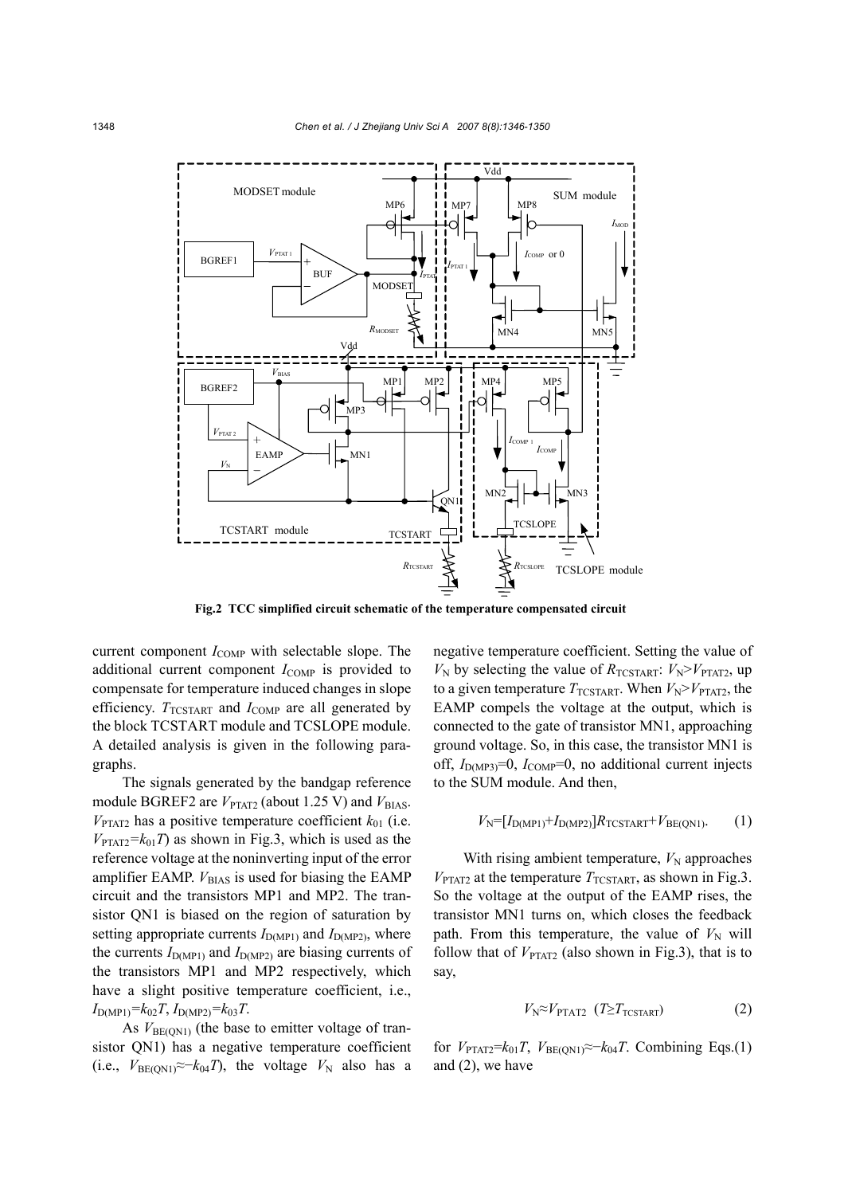**Fig.2 TCC simplified circuit schematic of the temperature compensated circuit**

current component $I_{COMP}$ with selectable slope. The additional current component $I_{COMP}$ is provided to compensate for temperature induced changes in slope efficiency. $T_{TCSTART}$ and $I_{COMP}$ are all generated by the block TCSTART module and TCSLOPE module. A detailed analysis is given in the following paragraphs.

The signals generated by the bandgap reference module BGREF2 are $V_{PTAT2}$ (about 1.25 V) and $V_{BIAS}$. $V_{PTAT2}$ has a positive temperature coefficient $k_{01}$ (i.e. $V_{PTAT2}=k_{01}T$) as shown in Fig.3, which is used as the reference voltage at the noninverting input of the error amplifier EAMP. $V_{BIAS}$ is used for biasing the EAMP circuit and the transistors MP1 and MP2. The transistor QN1 is biased on the region of saturation by setting appropriate currents $I_{D(MP1)}$ and $I_{D(MP2)}$, where the currents $I_{D(MP1)}$ and $I_{D(MP2)}$ are biasing currents of the transistors MP1 and MP2 respectively, which have a slight positive temperature coefficient, i.e., $I_{D(MP1)}=k_{02}T$, $I_{D(MP2)}=k_{03}T$.

As $V_{BE(QN1)}$ (the base to emitter voltage of transistor QN1) has a negative temperature coefficient (i.e., $V_{BE(QN1)}\approx-k_{04}T$), the voltage $V_N$ also has a negative temperature coefficient. Setting the value of $V_N$ by selecting the value of $R_{TCSTART}$: $V_N>V_{PTAT2}$, up to a given temperature $T_{TCSTART}$. When $V_N>V_{PTAT2}$, the EAMP compels the voltage at the output, which is connected to the gate of transistor MN1, approaching ground voltage. So, in this case, the transistor MN1 is off, $I_{D(MP3)}=0$, $I_{COMP}=0$, no additional current injects to the SUM module. And then,

$$V_N=[I_{D(MP1)}+I_{D(MP2)}]R_{TCSTART}+V_{BE(QN1)}. \quad (1)$$

With rising ambient temperature, $V_N$ approaches $V_{PTAT2}$ at the temperature $T_{TCSTART}$, as shown in Fig.3. So the voltage at the output of the EAMP rises, the transistor MN1 turns on, which closes the feedback path. From this temperature, the value of $V_N$ will follow that of $V_{PTAT2}$ (also shown in Fig.3), that is to say,

$$V_N\approx V_{PTAT2} \quad (T\geq T_{TCSTART}) \quad (2)$$

for $V_{PTAT2}=k_{01}T$, $V_{BE(QN1)}\approx-k_{04}T$. Combining Eqs.(1) and (2), we have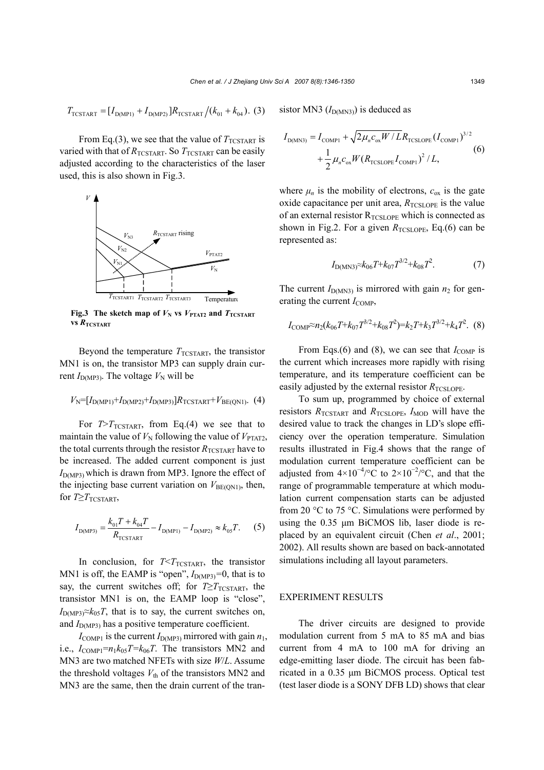$$T_{\text{TCSTART}} = [I_{\text{D(MP1)}} + I_{\text{D(MP2)}}]R_{\text{TCSTART}} / (k_{01} + k_{04}). \quad (3)$$

From Eq.(3), we see that the value of $T_{\text{TCSTART}}$ is varied with that of $R_{\text{TCSTART}}$. So $T_{\text{TCSTART}}$ can be easily adjusted according to the characteristics of the laser used, this is also shown in Fig.3.

**Fig.3 The sketch map of $V_N$ vs $V_{\text{PTAT2}}$ and $T_{\text{TCSTART}}$ vs $R_{\text{TCSTART}}$**

Beyond the temperature $T_{\text{TCSTART}}$, the transistor MN1 is on, the transistor MP3 can supply drain current $I_{\text{D(MP3)}}$. The voltage $V_N$ will be

$$V_N = [I_{\text{D(MP1)}} + I_{\text{D(MP2)}} + I_{\text{D(MP3)}}]R_{\text{TCSTART}} + V_{\text{BE(QN1)}}. \quad (4)$$

For $T > T_{\text{TCSTART}}$, from Eq.(4) we see that to maintain the value of $V_N$ following the value of $V_{\text{PTAT2}}$, the total currents through the resistor $R_{\text{TCSTART}}$ have to be increased. The added current component is just $I_{\text{D(MP3)}}$ which is drawn from MP3. Ignore the effect of the injecting base current variation on $V_{\text{BE(QN1)}}$, then, for $T \geq T_{\text{TCSTART}}$,

$$I_{\text{D(MP3)}} = \frac{k_{01}T + k_{04}T}{R_{\text{TCSTART}}} - I_{\text{D(MP1)}} - I_{\text{D(MP2)}} \approx k_{05}T. \quad (5)$$

In conclusion, for $T < T_{\text{TCSTART}}$, the transistor MN1 is off, the EAMP is "open", $I_{\text{D(MP3)}} = 0$, that is to say, the current switches off; for $T \geq T_{\text{TCSTART}}$, the transistor MN1 is on, the EAMP loop is "close", $I_{\text{D(MP3)}} \approx k_{05}T$, that is to say, the current switches on, and $I_{\text{D(MP3)}}$ has a positive temperature coefficient.

$I_{\text{COMP1}}$ is the current $I_{\text{D(MP3)}}$ mirrored with gain $n_1$, i.e., $I_{\text{COMP1}} = n_1 k_{05} T = k_{06} T$. The transistors MN2 and MN3 are two matched NFETs with size $W/L$. Assume the threshold voltages $V_{\text{th}}$ of the transistors MN2 and MN3 are the same, then the drain current of the transistor MN3 ($I_{\text{D(MN3)}}$) is deduced as

$$I_{\text{D(MN3)}} = I_{\text{COMP1}} + \sqrt{2\mu_n c_{\text{ox}} W / L} R_{\text{TCSLOPE}} (I_{\text{COMP1}})^{3/2} + \frac{1}{2}\mu_n c_{\text{ox}} W (R_{\text{TCSLOPE}} I_{\text{COMP1}})^2 / L, \quad (6)$$

where $\mu_n$ is the mobility of electrons, $c_{\text{ox}}$ is the gate oxide capacitance per unit area, $R_{\text{TCSLOPE}}$ is the value of an external resistor $R_{\text{TCSLOPE}}$ which is connected as shown in Fig.2. For a given $R_{\text{TCSLOPE}}$, Eq.(6) can be represented as:

$$I_{\text{D(MN3)}} \approx k_{06}T + k_{07}T^{3/2} + k_{08}T^2. \quad (7)$$

The current $I_{\text{D(MN3)}}$ is mirrored with gain $n_2$ for generating the current $I_{\text{COMP}}$,

$$I_{\text{COMP}} \approx n_2(k_{06}T + k_{07}T^{3/2} + k_{08}T^2) = k_2 T + k_3 T^{3/2} + k_4 T^2. \quad (8)$$

From Eqs.(6) and (8), we can see that $I_{\text{COMP}}$ is the current which increases more rapidly with rising temperature, and its temperature coefficient can be easily adjusted by the external resistor $R_{\text{TCSLOPE}}$.

To sum up, programmed by choice of external resistors $R_{\text{TCSTART}}$ and $R_{\text{TCSLOPE}}$, $I_{\text{MOD}}$ will have the desired value to track the changes in LD's slope efficiency over the operation temperature. Simulation results illustrated in Fig.4 shows that the range of modulation current temperature coefficient can be adjusted from $4\times10^{-4}$/°C to $2\times10^{-2}$/°C, and that the range of programmable temperature at which modulation current compensation starts can be adjusted from 20 °C to 75 °C. Simulations were performed by using the 0.35 μm BiCMOS lib, laser diode is replaced by an equivalent circuit (Chen *et al*., 2001; 2002). All results shown are based on back-annotated simulations including all layout parameters.

## EXPERIMENT RESULTS

The driver circuits are designed to provide modulation current from 5 mA to 85 mA and bias current from 4 mA to 100 mA for driving an edge-emitting laser diode. The circuit has been fabricated in a 0.35 μm BiCMOS process. Optical test (test laser diode is a SONY DFB LD) shows that clear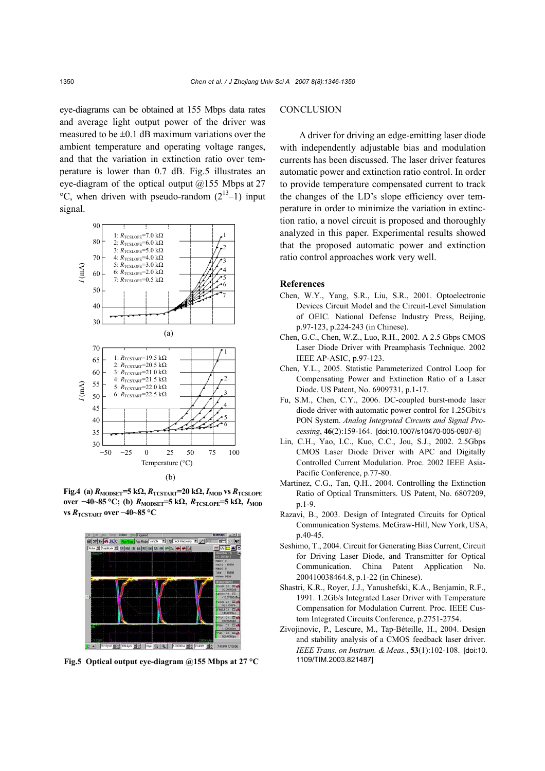eye-diagrams can be obtained at 155 Mbps data rates and average light output power of the driver was measured to be ±0.1 dB maximum variations over the ambient temperature and operating voltage ranges, and that the variation in extinction ratio over temperature is lower than 0.7 dB. Fig.5 illustrates an eye-diagram of the optical output @155 Mbps at 27 °C, when driven with pseudo-random ($2^{13}$–1) input signal.

90
80
70
60
50
40
30
$I$ (mA)
1: $R_{TCSLOPE}$=7.0 kΩ
2: $R_{TCSLOPE}$=6.0 kΩ
3: $R_{TCSLOPE}$=5.0 kΩ
4: $R_{TCSLOPE}$=4.0 kΩ
5: $R_{TCSLOPE}$=3.0 kΩ
6: $R_{TCSLOPE}$=2.0 kΩ
7: $R_{TCSLOPE}$=0.5 kΩ
1
2
3
4
5
6
7
(a)

70
65
60
55
50
45
40
35
30
$I$ (mA)
1: $R_{TCSTART}$=19.5 kΩ
2: $R_{TCSTART}$=20.5 kΩ
3: $R_{TCSTART}$=21.0 kΩ
4: $R_{TCSTART}$=21.5 kΩ
5: $R_{TCSTART}$=22.0 kΩ
6: $R_{TCSTART}$=22.5 kΩ
1
2
3
4
5
6
−50 −25 0 25 50 75 100
Temperature (°C)
(b)

**Fig.4 (a) $R_{MODSET}$=5 kΩ, $R_{TCSTART}$=20 kΩ, $I_{MOD}$ vs $R_{TCSLOPE}$ over −40~85 °C; (b) $R_{MODSET}$=5 kΩ, $R_{TCSLOPE}$=5 kΩ, $I_{MOD}$ vs $R_{TCSTART}$ over −40~85 °C**

**Fig.5 Optical output eye-diagram @155 Mbps at 27 °C**

## CONCLUSION

A driver for driving an edge-emitting laser diode with independently adjustable bias and modulation currents has been discussed. The laser driver features automatic power and extinction ratio control. In order to provide temperature compensated current to track the changes of the LD's slope efficiency over temperature in order to minimize the variation in extinction ratio, a novel circuit is proposed and thoroughly analyzed in this paper. Experimental results showed that the proposed automatic power and extinction ratio control approaches work very well.

## References

Chen, W.Y., Yang, S.R., Liu, S.R., 2001. Optoelectronic Devices Circuit Model and the Circuit-Level Simulation of OEIC. National Defense Industry Press, Beijing, p.97-123, p.224-243 (in Chinese).

Chen, G.C., Chen, W.Z., Luo, R.H., 2002. A 2.5 Gbps CMOS Laser Diode Driver with Preamphasis Technique. 2002 IEEE AP-ASIC, p.97-123.

Chen, Y.L., 2005. Statistic Parameterized Control Loop for Compensating Power and Extinction Ratio of a Laser Diode. US Patent, No. 6909731, p.1-17.

Fu, S.M., Chen, C.Y., 2006. DC-coupled burst-mode laser diode driver with automatic power control for 1.25Gbit/s PON System. *Analog Integrated Circuits and Signal Processing*, **46**(2):159-164. [doi:10.1007/s10470-005-0907-8]

Lin, C.H., Yao, I.C., Kuo, C.C., Jou, S.J., 2002. 2.5Gbps CMOS Laser Diode Driver with APC and Digitally Controlled Current Modulation. Proc. 2002 IEEE Asia-Pacific Conference, p.77-80.

Martinez, C.G., Tan, Q.H., 2004. Controlling the Extinction Ratio of Optical Transmitters. US Patent, No. 6807209, p.1-9.

Razavi, B., 2003. Design of Integrated Circuits for Optical Communication Systems. McGraw-Hill, New York, USA, p.40-45.

Seshimo, T., 2004. Circuit for Generating Bias Current, Circuit for Driving Laser Diode, and Transmitter for Optical Communication. China Patent Application No. 200410038464.8, p.1-22 (in Chinese).

Shastri, K.R., Royer, J.J., Yanushefski, K.A., Benjamin, R.F., 1991. 1.2Gb/s Integrated Laser Driver with Temperature Compensation for Modulation Current. Proc. IEEE Custom Integrated Circuits Conference, p.2751-2754.

Zivojinovic, P., Lescure, M., Tap-Béteille, H., 2004. Design and stability analysis of a CMOS feedback laser driver. *IEEE Trans. on Instrum. & Meas.*, **53**(1):102-108. [doi:10.1109/TIM.2003.821487]